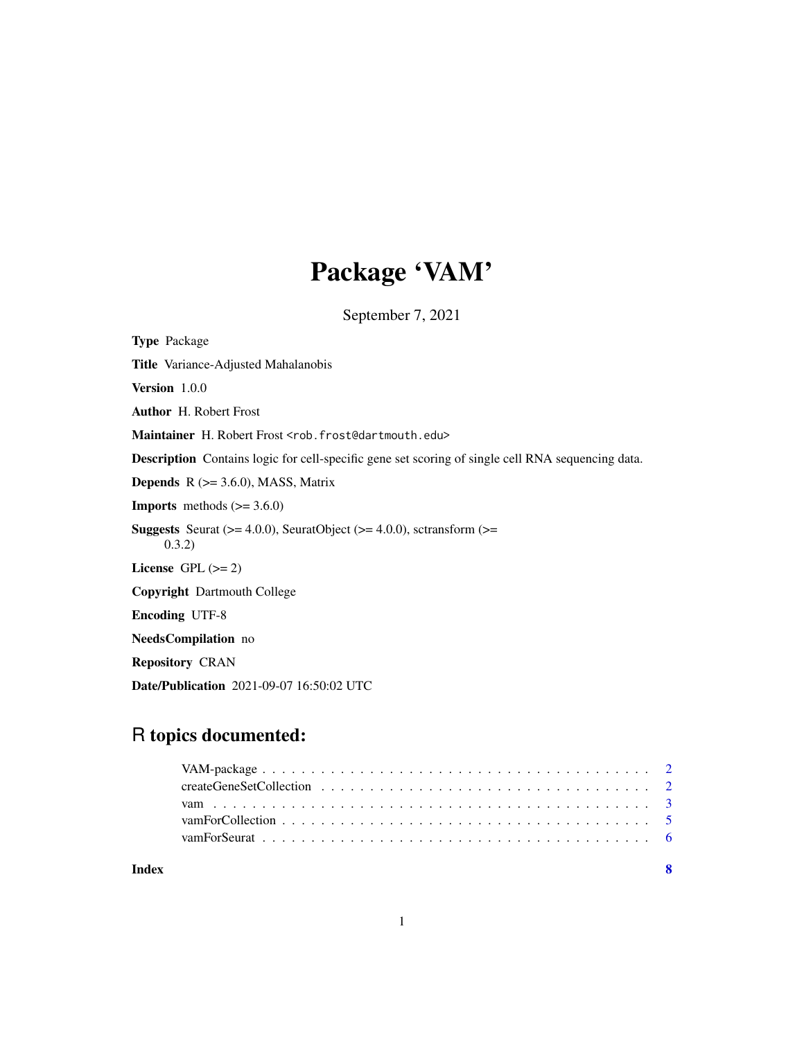# Package 'VAM'

September 7, 2021

**Type** Package

**Title** Variance-Adjusted Mahalanobis

**Version** 1.0.0

**Author** H. Robert Frost

**Maintainer** H. Robert Frost <rob.frost@dartmouth.edu>

**Description** Contains logic for cell-specific gene set scoring of single cell RNA sequencing data.

**Depends** R (>= 3.6.0), MASS, Matrix

**Imports** methods (>= 3.6.0)

**Suggests** Seurat (>= 4.0.0), SeuratObject (>= 4.0.0), sctransform (>= 0.3.2)

**License** GPL (>= 2)

**Copyright** Dartmouth College

**Encoding** UTF-8

**NeedsCompilation** no

**Repository** CRAN

**Date/Publication** 2021-09-07 16:50:02 UTC

## R topics documented:

VAM-package . . . . . . . . . . . . . . . . . . . . . . . . . . . . . . . . . . . . . . 2
createGeneSetCollection . . . . . . . . . . . . . . . . . . . . . . . . . . . . . . . . 2
vam . . . . . . . . . . . . . . . . . . . . . . . . . . . . . . . . . . . . . . . . . . 3
vamForCollection . . . . . . . . . . . . . . . . . . . . . . . . . . . . . . . . . . . 5
vamForSeurat . . . . . . . . . . . . . . . . . . . . . . . . . . . . . . . . . . . . . 6

**Index** **8**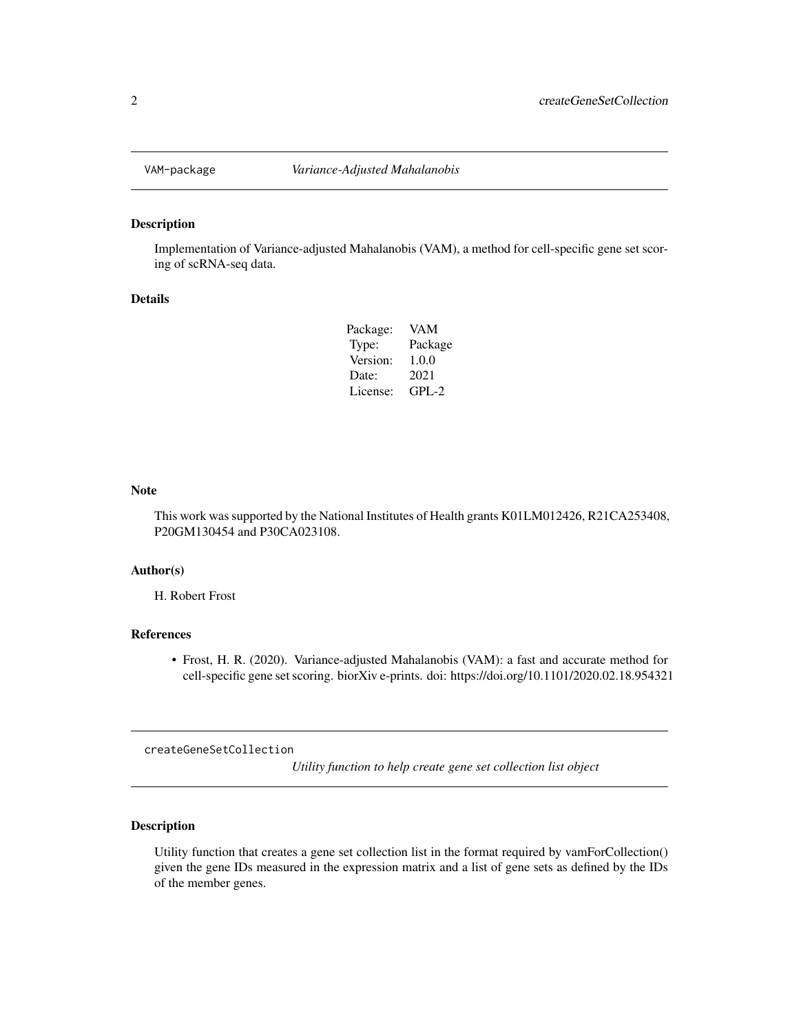## VAM-package *Variance-Adjusted Mahalanobis*

### Description

Implementation of Variance-adjusted Mahalanobis (VAM), a method for cell-specific gene set scoring of scRNA-seq data.

### Details

| | |
|---|---|
| Package: | VAM |
| Type: | Package |
| Version: | 1.0.0 |
| Date: | 2021 |
| License: | GPL-2 |

### Note

This work was supported by the National Institutes of Health grants K01LM012426, R21CA253408, P20GM130454 and P30CA023108.

### Author(s)

H. Robert Frost

### References

- Frost, H. R. (2020). Variance-adjusted Mahalanobis (VAM): a fast and accurate method for cell-specific gene set scoring. biorXiv e-prints. doi: https://doi.org/10.1101/2020.02.18.954321

## createGeneSetCollection *Utility function to help create gene set collection list object*

### Description

Utility function that creates a gene set collection list in the format required by vamForCollection() given the gene IDs measured in the expression matrix and a list of gene sets as defined by the IDs of the member genes.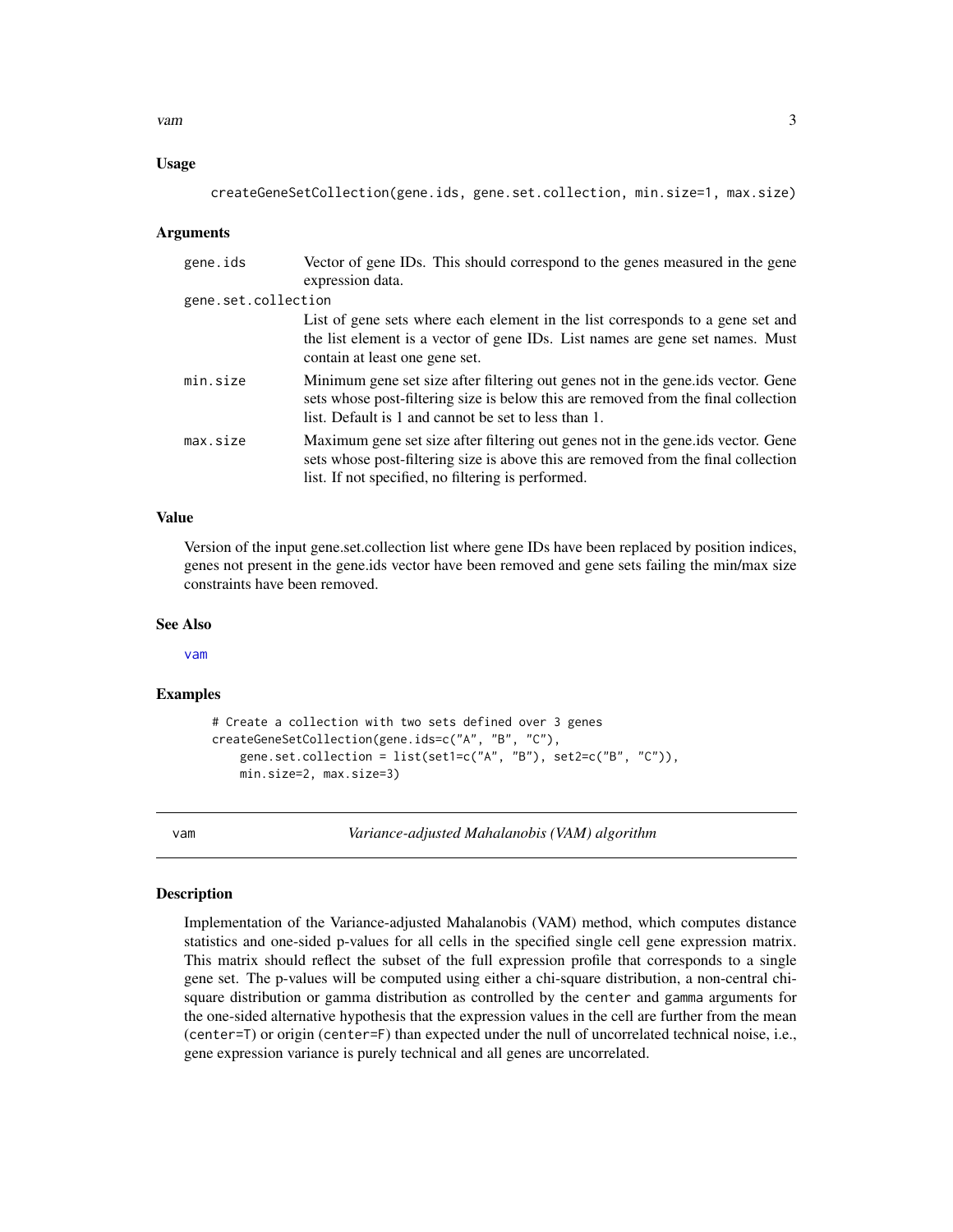## Usage

```
createGeneSetCollection(gene.ids, gene.set.collection, min.size=1, max.size)
```

## Arguments

| | |
|---|---|
| gene.ids | Vector of gene IDs. This should correspond to the genes measured in the gene expression data. |
| gene.set.collection | List of gene sets where each element in the list corresponds to a gene set and the list element is a vector of gene IDs. List names are gene set names. Must contain at least one gene set. |
| min.size | Minimum gene set size after filtering out genes not in the gene.ids vector. Gene sets whose post-filtering size is below this are removed from the final collection list. Default is 1 and cannot be set to less than 1. |
| max.size | Maximum gene set size after filtering out genes not in the gene.ids vector. Gene sets whose post-filtering size is above this are removed from the final collection list. If not specified, no filtering is performed. |

## Value

Version of the input gene.set.collection list where gene IDs have been replaced by position indices, genes not present in the gene.ids vector have been removed and gene sets failing the min/max size constraints have been removed.

## See Also

vam

## Examples

```
# Create a collection with two sets defined over 3 genes
createGeneSetCollection(gene.ids=c("A", "B", "C"),
    gene.set.collection = list(set1=c("A", "B"), set2=c("B", "C")),
    min.size=2, max.size=3)
```

---

# vam — *Variance-adjusted Mahalanobis (VAM) algorithm*

## Description

Implementation of the Variance-adjusted Mahalanobis (VAM) method, which computes distance statistics and one-sided p-values for all cells in the specified single cell gene expression matrix. This matrix should reflect the subset of the full expression profile that corresponds to a single gene set. The p-values will be computed using either a chi-square distribution, a non-central chi-square distribution or gamma distribution as controlled by the `center` and `gamma` arguments for the one-sided alternative hypothesis that the expression values in the cell are further from the mean (`center=T`) or origin (`center=F`) than expected under the null of uncorrelated technical noise, i.e., gene expression variance is purely technical and all genes are uncorrelated.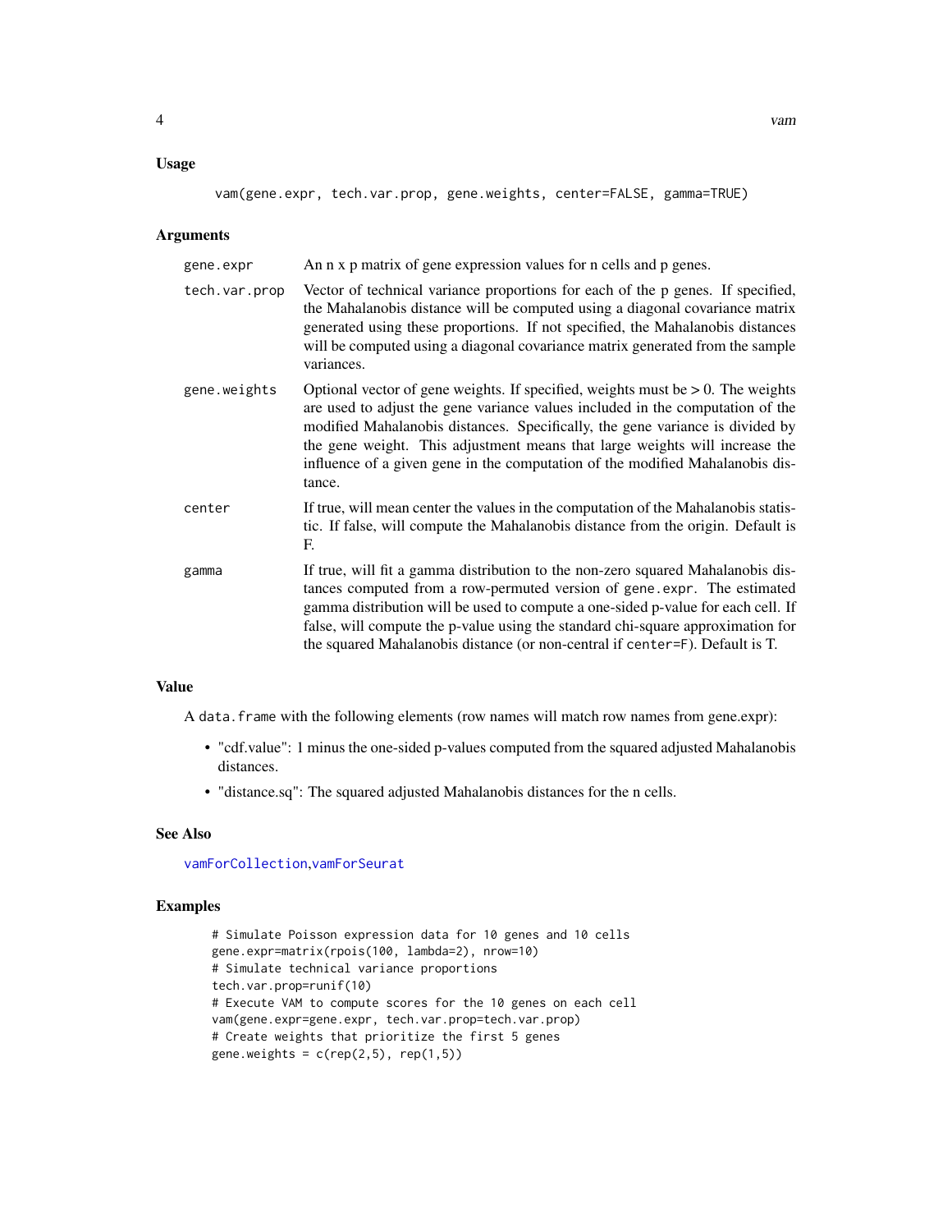### Usage

```
vam(gene.expr, tech.var.prop, gene.weights, center=FALSE, gamma=TRUE)
```

### Arguments

| | |
|---|---|
| gene.expr | An n x p matrix of gene expression values for n cells and p genes. |
| tech.var.prop | Vector of technical variance proportions for each of the p genes. If specified, the Mahalanobis distance will be computed using a diagonal covariance matrix generated using these proportions. If not specified, the Mahalanobis distances will be computed using a diagonal covariance matrix generated from the sample variances. |
| gene.weights | Optional vector of gene weights. If specified, weights must be > 0. The weights are used to adjust the gene variance values included in the computation of the modified Mahalanobis distances. Specifically, the gene variance is divided by the gene weight. This adjustment means that large weights will increase the influence of a given gene in the computation of the modified Mahalanobis distance. |
| center | If true, will mean center the values in the computation of the Mahalanobis statistic. If false, will compute the Mahalanobis distance from the origin. Default is F. |
| gamma | If true, will fit a gamma distribution to the non-zero squared Mahalanobis distances computed from a row-permuted version of `gene.expr`. The estimated gamma distribution will be used to compute a one-sided p-value for each cell. If false, will compute the p-value using the standard chi-square approximation for the squared Mahalanobis distance (or non-central if `center=F`). Default is T. |

### Value

A `data.frame` with the following elements (row names will match row names from gene.expr):

- "cdf.value": 1 minus the one-sided p-values computed from the squared adjusted Mahalanobis distances.
- "distance.sq": The squared adjusted Mahalanobis distances for the n cells.

### See Also

vamForCollection, vamForSeurat

### Examples

```
# Simulate Poisson expression data for 10 genes and 10 cells
gene.expr=matrix(rpois(100, lambda=2), nrow=10)
# Simulate technical variance proportions
tech.var.prop=runif(10)
# Execute VAM to compute scores for the 10 genes on each cell
vam(gene.expr=gene.expr, tech.var.prop=tech.var.prop)
# Create weights that prioritize the first 5 genes
gene.weights = c(rep(2,5), rep(1,5))
```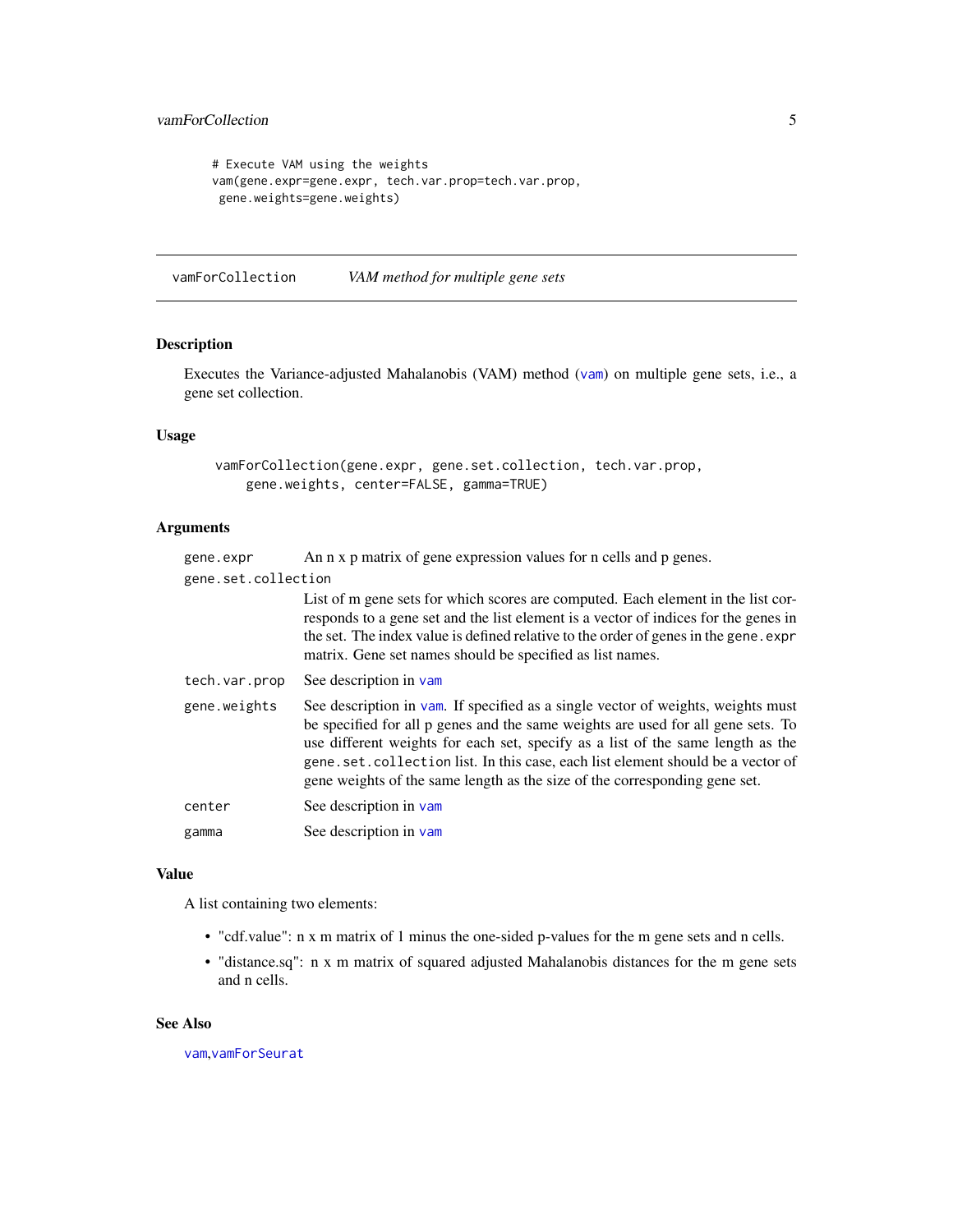```
# Execute VAM using the weights
vam(gene.expr=gene.expr, tech.var.prop=tech.var.prop,
 gene.weights=gene.weights)
```

---

## vamForCollection — *VAM method for multiple gene sets*

### Description

Executes the Variance-adjusted Mahalanobis (VAM) method (vam) on multiple gene sets, i.e., a gene set collection.

### Usage

```
vamForCollection(gene.expr, gene.set.collection, tech.var.prop,
    gene.weights, center=FALSE, gamma=TRUE)
```

### Arguments

| Argument | Description |
| --- | --- |
| `gene.expr` | An n x p matrix of gene expression values for n cells and p genes. |
| `gene.set.collection` | List of m gene sets for which scores are computed. Each element in the list corresponds to a gene set and the list element is a vector of indices for the genes in the set. The index value is defined relative to the order of genes in the `gene.expr` matrix. Gene set names should be specified as list names. |
| `tech.var.prop` | See description in vam |
| `gene.weights` | See description in vam. If specified as a single vector of weights, weights must be specified for all p genes and the same weights are used for all gene sets. To use different weights for each set, specify as a list of the same length as the `gene.set.collection` list. In this case, each list element should be a vector of gene weights of the same length as the size of the corresponding gene set. |
| `center` | See description in vam |
| `gamma` | See description in vam |

### Value

A list containing two elements:

- "cdf.value": n x m matrix of 1 minus the one-sided p-values for the m gene sets and n cells.
- "distance.sq": n x m matrix of squared adjusted Mahalanobis distances for the m gene sets and n cells.

### See Also

vam, vamForSeurat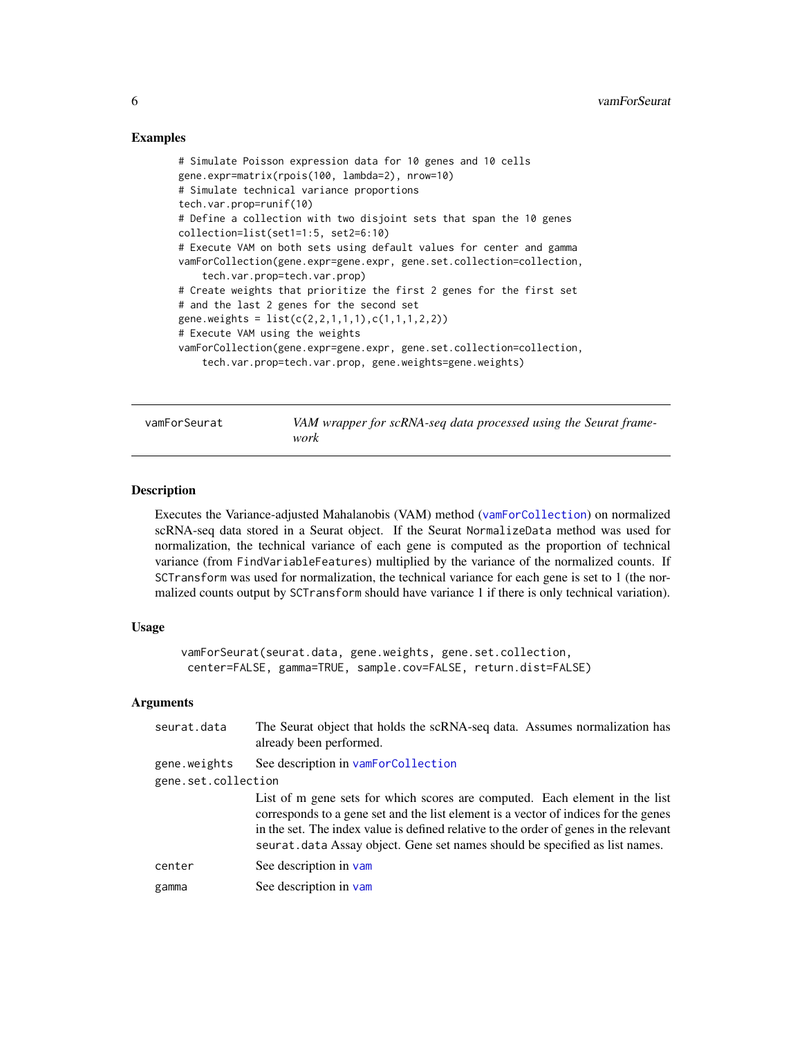### Examples

```
# Simulate Poisson expression data for 10 genes and 10 cells
gene.expr=matrix(rpois(100, lambda=2), nrow=10)
# Simulate technical variance proportions
tech.var.prop=runif(10)
# Define a collection with two disjoint sets that span the 10 genes
collection=list(set1=1:5, set2=6:10)
# Execute VAM on both sets using default values for center and gamma
vamForCollection(gene.expr=gene.expr, gene.set.collection=collection,
    tech.var.prop=tech.var.prop)
# Create weights that prioritize the first 2 genes for the first set
# and the last 2 genes for the second set
gene.weights = list(c(2,2,1,1,1),c(1,1,1,2,2))
# Execute VAM using the weights
vamForCollection(gene.expr=gene.expr, gene.set.collection=collection,
    tech.var.prop=tech.var.prop, gene.weights=gene.weights)
```

---

## vamForSeurat — *VAM wrapper for scRNA-seq data processed using the Seurat framework*

### Description

Executes the Variance-adjusted Mahalanobis (VAM) method (vamForCollection) on normalized scRNA-seq data stored in a Seurat object. If the Seurat NormalizeData method was used for normalization, the technical variance of each gene is computed as the proportion of technical variance (from FindVariableFeatures) multiplied by the variance of the normalized counts. If SCTransform was used for normalization, the technical variance for each gene is set to 1 (the normalized counts output by SCTransform should have variance 1 if there is only technical variation).

### Usage

```
vamForSeurat(seurat.data, gene.weights, gene.set.collection,
 center=FALSE, gamma=TRUE, sample.cov=FALSE, return.dist=FALSE)
```

### Arguments

| | |
|---|---|
| seurat.data | The Seurat object that holds the scRNA-seq data. Assumes normalization has already been performed. |
| gene.weights | See description in vamForCollection |
| gene.set.collection | List of m gene sets for which scores are computed. Each element in the list corresponds to a gene set and the list element is a vector of indices for the genes in the set. The index value is defined relative to the order of genes in the relevant seurat.data Assay object. Gene set names should be specified as list names. |
| center | See description in vam |
| gamma | See description in vam |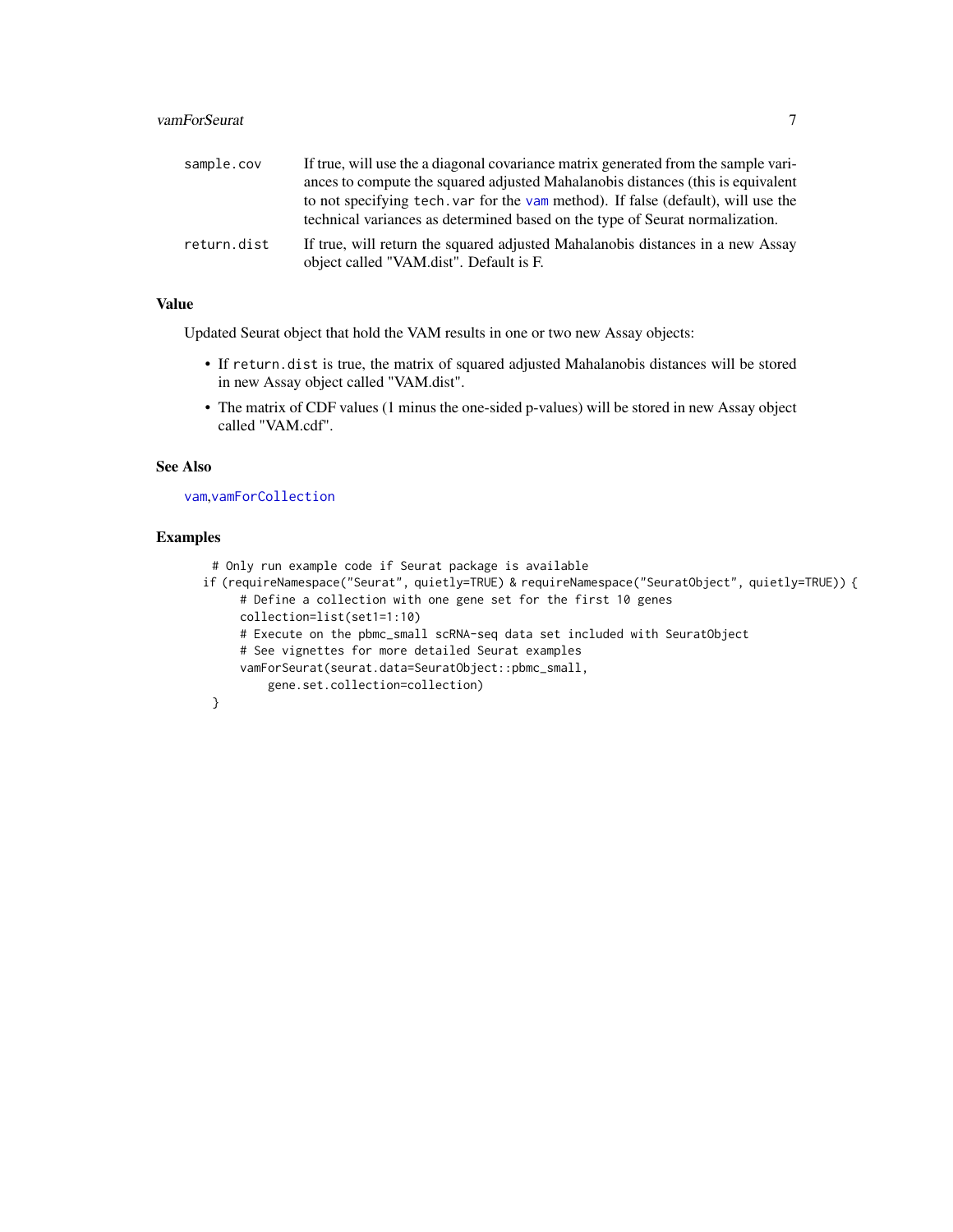| | |
|---|---|
| sample.cov | If true, will use the a diagonal covariance matrix generated from the sample variances to compute the squared adjusted Mahalanobis distances (this is equivalent to not specifying tech.var for the vam method). If false (default), will use the technical variances as determined based on the type of Seurat normalization. |
| return.dist | If true, will return the squared adjusted Mahalanobis distances in a new Assay object called "VAM.dist". Default is F. |

## Value

Updated Seurat object that hold the VAM results in one or two new Assay objects:

- If return.dist is true, the matrix of squared adjusted Mahalanobis distances will be stored in new Assay object called "VAM.dist".
- The matrix of CDF values (1 minus the one-sided p-values) will be stored in new Assay object called "VAM.cdf".

## See Also

vam,vamForCollection

## Examples

```
 # Only run example code if Seurat package is available
if (requireNamespace("Seurat", quietly=TRUE) & requireNamespace("SeuratObject", quietly=TRUE)) {
    # Define a collection with one gene set for the first 10 genes
    collection=list(set1=1:10)
    # Execute on the pbmc_small scRNA-seq data set included with SeuratObject
    # See vignettes for more detailed Seurat examples
    vamForSeurat(seurat.data=SeuratObject::pbmc_small,
        gene.set.collection=collection)
 }
```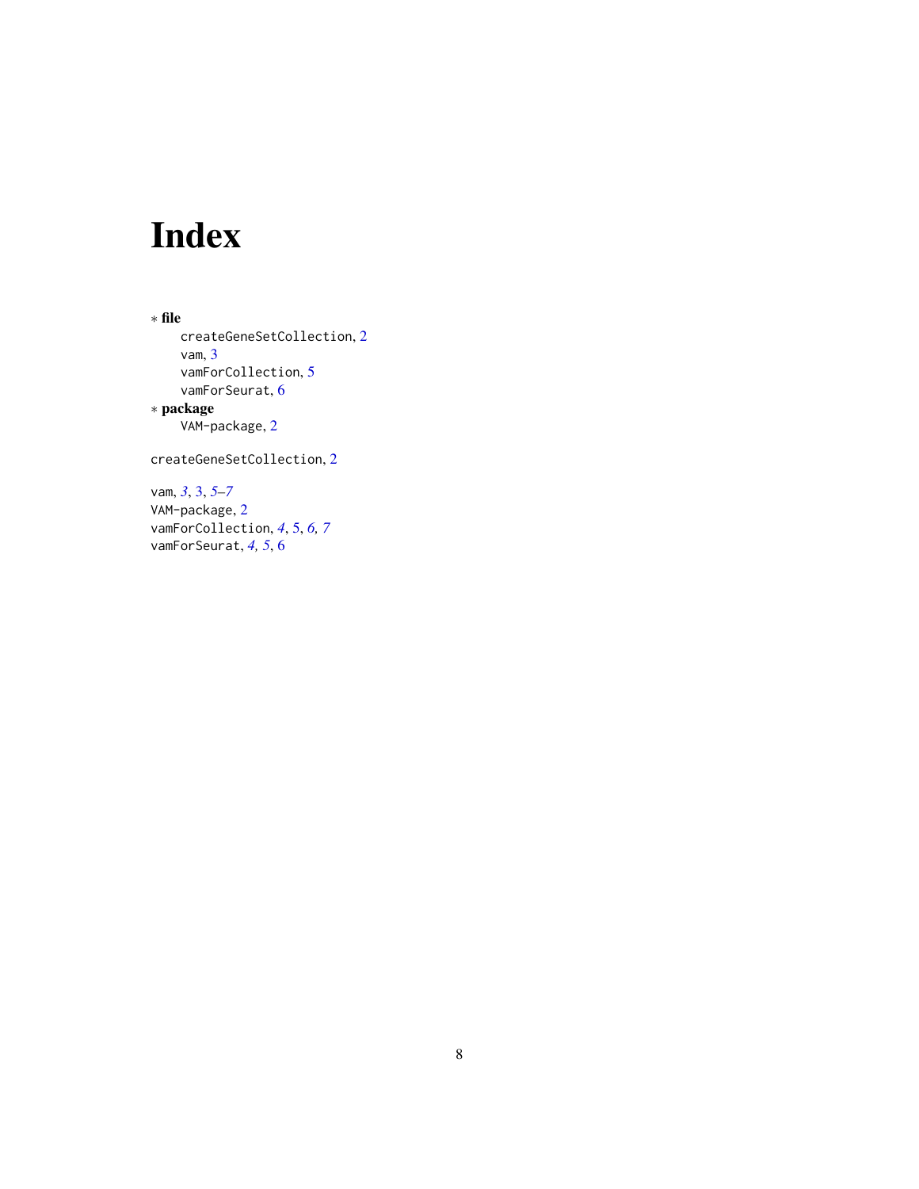# Index

∗ **file**

    createGeneSetCollection, 2
    vam, 3
    vamForCollection, 5
    vamForSeurat, 6

∗ **package**

    VAM-package, 2

createGeneSetCollection, 2

vam, *3*, 3, *5–7*
VAM-package, 2
vamForCollection, *4*, 5, *6, 7*
vamForSeurat, *4, 5*, 6